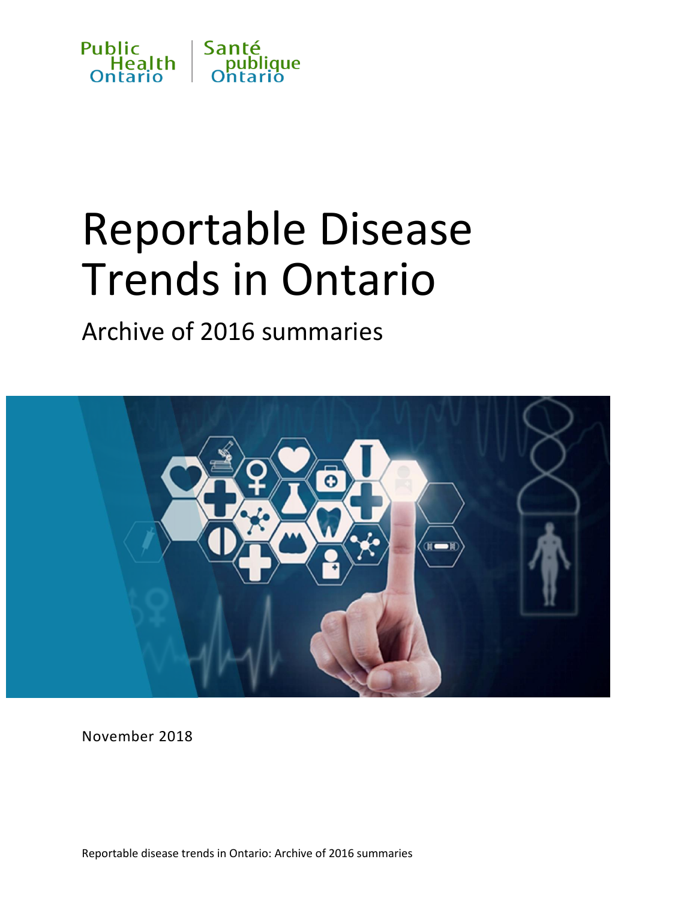Public Health Ontario | Santé publique Ontario

# Reportable Disease Trends in Ontario

## Archive of 2016 summaries

November 2018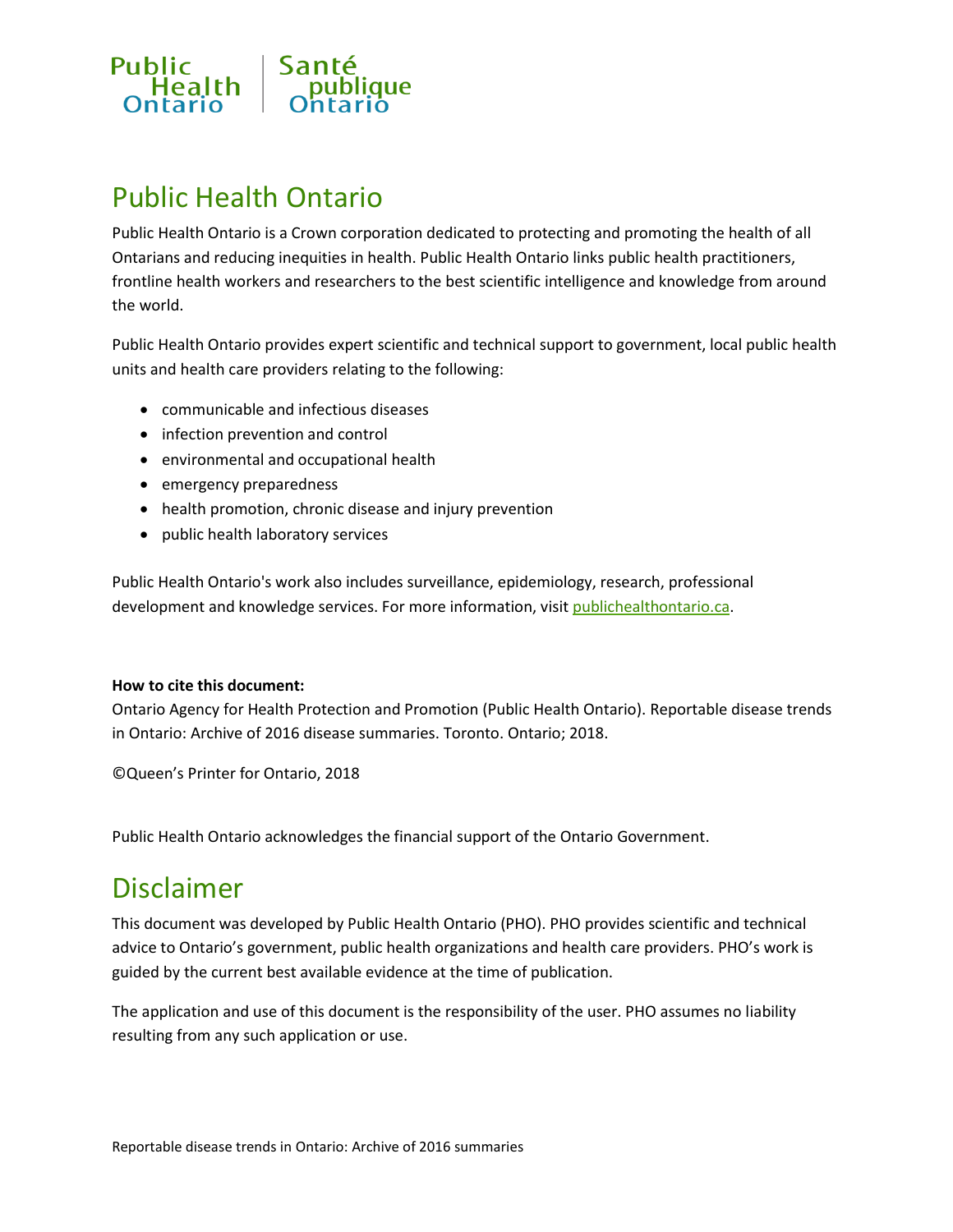Public Health Ontario | Santé publique Ontario

# Public Health Ontario

Public Health Ontario is a Crown corporation dedicated to protecting and promoting the health of all Ontarians and reducing inequities in health. Public Health Ontario links public health practitioners, frontline health workers and researchers to the best scientific intelligence and knowledge from around the world.

Public Health Ontario provides expert scientific and technical support to government, local public health units and health care providers relating to the following:

- communicable and infectious diseases
- infection prevention and control
- environmental and occupational health
- emergency preparedness
- health promotion, chronic disease and injury prevention
- public health laboratory services

Public Health Ontario's work also includes surveillance, epidemiology, research, professional development and knowledge services. For more information, visit publichealthontario.ca.

**How to cite this document:**

Ontario Agency for Health Protection and Promotion (Public Health Ontario). Reportable disease trends in Ontario: Archive of 2016 disease summaries. Toronto. Ontario; 2018.

©Queen's Printer for Ontario, 2018

Public Health Ontario acknowledges the financial support of the Ontario Government.

# Disclaimer

This document was developed by Public Health Ontario (PHO). PHO provides scientific and technical advice to Ontario's government, public health organizations and health care providers. PHO's work is guided by the current best available evidence at the time of publication.

The application and use of this document is the responsibility of the user. PHO assumes no liability resulting from any such application or use.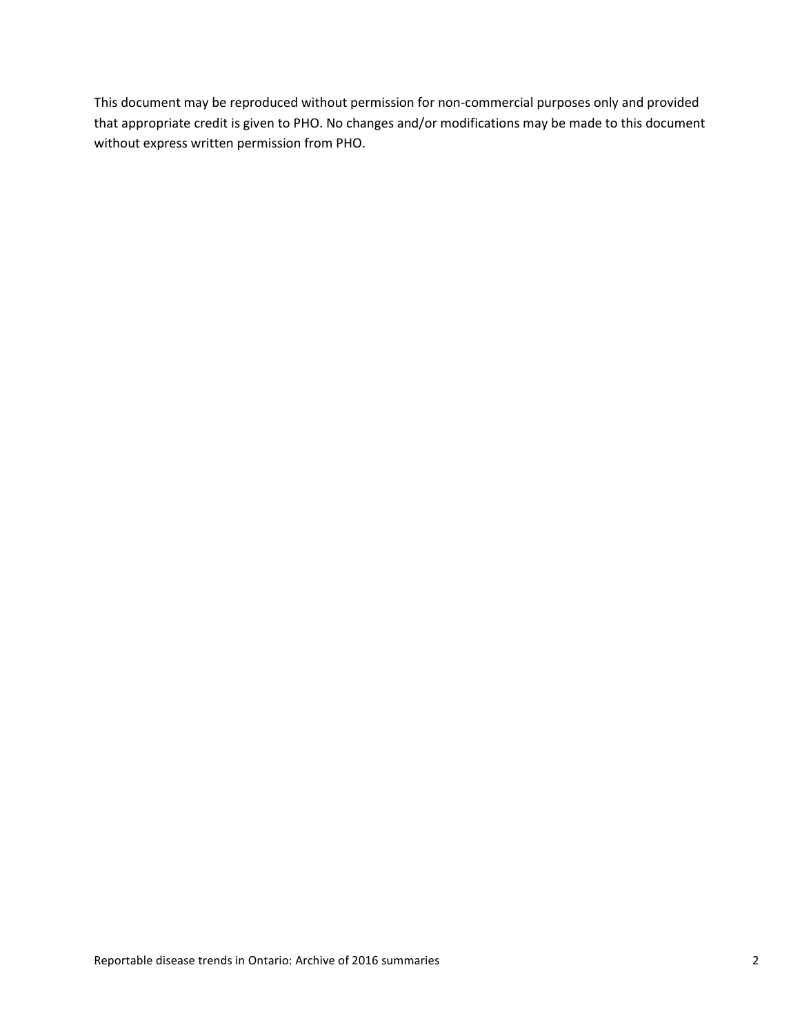This document may be reproduced without permission for non-commercial purposes only and provided that appropriate credit is given to PHO. No changes and/or modifications may be made to this document without express written permission from PHO.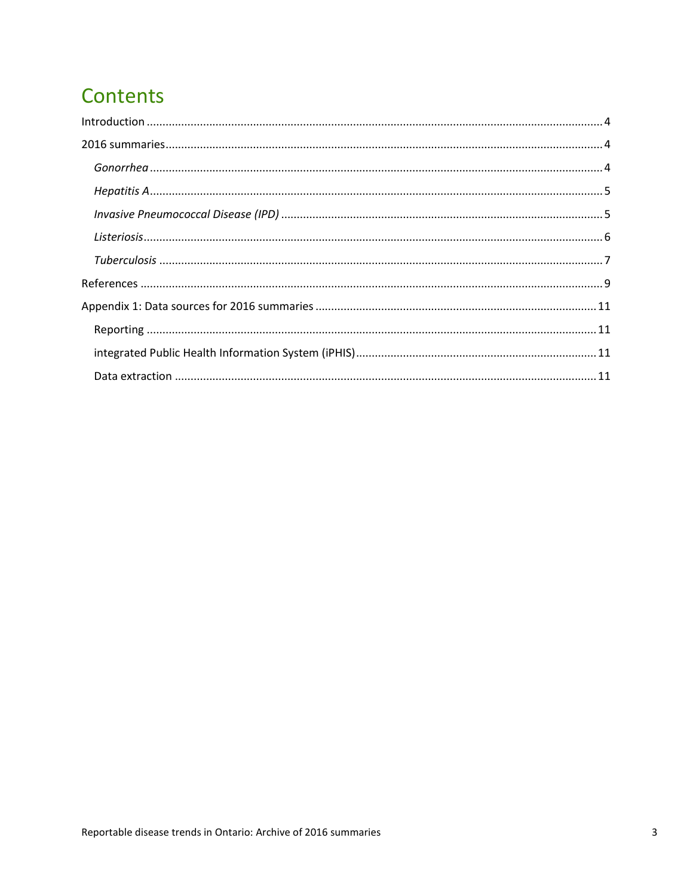# Contents

Introduction ..... 4

2016 summaries ..... 4

- *Gonorrhea* ..... 4
- *Hepatitis A* ..... 5
- *Invasive Pneumococcal Disease (IPD)* ..... 5
- *Listeriosis* ..... 6
- *Tuberculosis* ..... 7

References ..... 9

Appendix 1: Data sources for 2016 summaries ..... 11

- Reporting ..... 11
- integrated Public Health Information System (iPHIS) ..... 11
- Data extraction ..... 11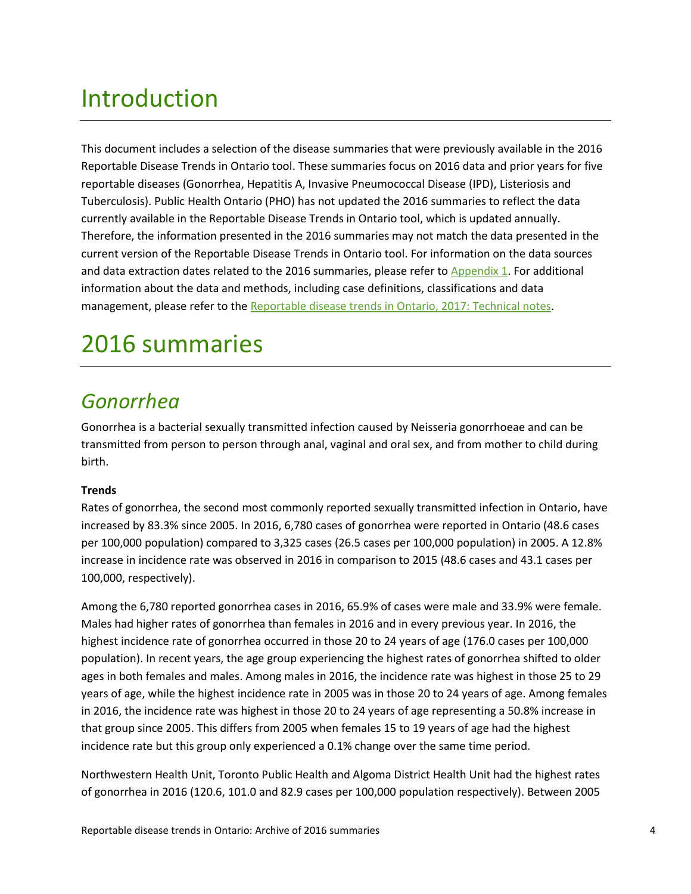# Introduction

This document includes a selection of the disease summaries that were previously available in the 2016 Reportable Disease Trends in Ontario tool. These summaries focus on 2016 data and prior years for five reportable diseases (Gonorrhea, Hepatitis A, Invasive Pneumococcal Disease (IPD), Listeriosis and Tuberculosis). Public Health Ontario (PHO) has not updated the 2016 summaries to reflect the data currently available in the Reportable Disease Trends in Ontario tool, which is updated annually. Therefore, the information presented in the 2016 summaries may not match the data presented in the current version of the Reportable Disease Trends in Ontario tool. For information on the data sources and data extraction dates related to the 2016 summaries, please refer to Appendix 1. For additional information about the data and methods, including case definitions, classifications and data management, please refer to the Reportable disease trends in Ontario, 2017: Technical notes.

# 2016 summaries

## *Gonorrhea*

Gonorrhea is a bacterial sexually transmitted infection caused by Neisseria gonorrhoeae and can be transmitted from person to person through anal, vaginal and oral sex, and from mother to child during birth.

**Trends**

Rates of gonorrhea, the second most commonly reported sexually transmitted infection in Ontario, have increased by 83.3% since 2005. In 2016, 6,780 cases of gonorrhea were reported in Ontario (48.6 cases per 100,000 population) compared to 3,325 cases (26.5 cases per 100,000 population) in 2005. A 12.8% increase in incidence rate was observed in 2016 in comparison to 2015 (48.6 cases and 43.1 cases per 100,000, respectively).

Among the 6,780 reported gonorrhea cases in 2016, 65.9% of cases were male and 33.9% were female. Males had higher rates of gonorrhea than females in 2016 and in every previous year. In 2016, the highest incidence rate of gonorrhea occurred in those 20 to 24 years of age (176.0 cases per 100,000 population). In recent years, the age group experiencing the highest rates of gonorrhea shifted to older ages in both females and males. Among males in 2016, the incidence rate was highest in those 25 to 29 years of age, while the highest incidence rate in 2005 was in those 20 to 24 years of age. Among females in 2016, the incidence rate was highest in those 20 to 24 years of age representing a 50.8% increase in that group since 2005. This differs from 2005 when females 15 to 19 years of age had the highest incidence rate but this group only experienced a 0.1% change over the same time period.

Northwestern Health Unit, Toronto Public Health and Algoma District Health Unit had the highest rates of gonorrhea in 2016 (120.6, 101.0 and 82.9 cases per 100,000 population respectively). Between 2005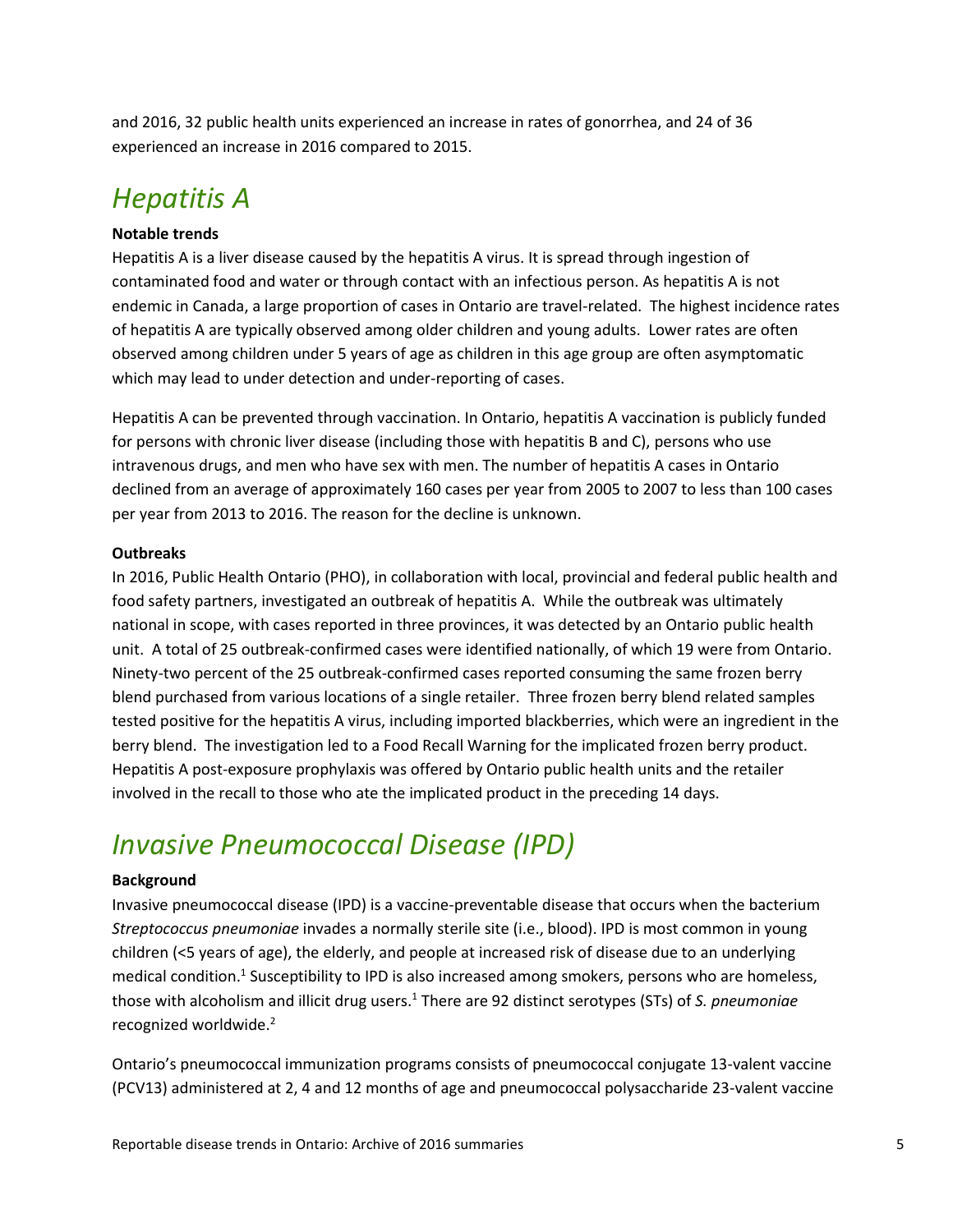and 2016, 32 public health units experienced an increase in rates of gonorrhea, and 24 of 36 experienced an increase in 2016 compared to 2015.

## *Hepatitis A*

**Notable trends**

Hepatitis A is a liver disease caused by the hepatitis A virus. It is spread through ingestion of contaminated food and water or through contact with an infectious person. As hepatitis A is not endemic in Canada, a large proportion of cases in Ontario are travel-related. The highest incidence rates of hepatitis A are typically observed among older children and young adults. Lower rates are often observed among children under 5 years of age as children in this age group are often asymptomatic which may lead to under detection and under-reporting of cases.

Hepatitis A can be prevented through vaccination. In Ontario, hepatitis A vaccination is publicly funded for persons with chronic liver disease (including those with hepatitis B and C), persons who use intravenous drugs, and men who have sex with men. The number of hepatitis A cases in Ontario declined from an average of approximately 160 cases per year from 2005 to 2007 to less than 100 cases per year from 2013 to 2016. The reason for the decline is unknown.

**Outbreaks**

In 2016, Public Health Ontario (PHO), in collaboration with local, provincial and federal public health and food safety partners, investigated an outbreak of hepatitis A. While the outbreak was ultimately national in scope, with cases reported in three provinces, it was detected by an Ontario public health unit. A total of 25 outbreak-confirmed cases were identified nationally, of which 19 were from Ontario. Ninety-two percent of the 25 outbreak-confirmed cases reported consuming the same frozen berry blend purchased from various locations of a single retailer. Three frozen berry blend related samples tested positive for the hepatitis A virus, including imported blackberries, which were an ingredient in the berry blend. The investigation led to a Food Recall Warning for the implicated frozen berry product. Hepatitis A post-exposure prophylaxis was offered by Ontario public health units and the retailer involved in the recall to those who ate the implicated product in the preceding 14 days.

## *Invasive Pneumococcal Disease (IPD)*

**Background**

Invasive pneumococcal disease (IPD) is a vaccine-preventable disease that occurs when the bacterium *Streptococcus pneumoniae* invades a normally sterile site (i.e., blood). IPD is most common in young children (<5 years of age), the elderly, and people at increased risk of disease due to an underlying medical condition.[1] Susceptibility to IPD is also increased among smokers, persons who are homeless, those with alcoholism and illicit drug users.[1] There are 92 distinct serotypes (STs) of *S. pneumoniae* recognized worldwide.[2]

Ontario's pneumococcal immunization programs consists of pneumococcal conjugate 13-valent vaccine (PCV13) administered at 2, 4 and 12 months of age and pneumococcal polysaccharide 23-valent vaccine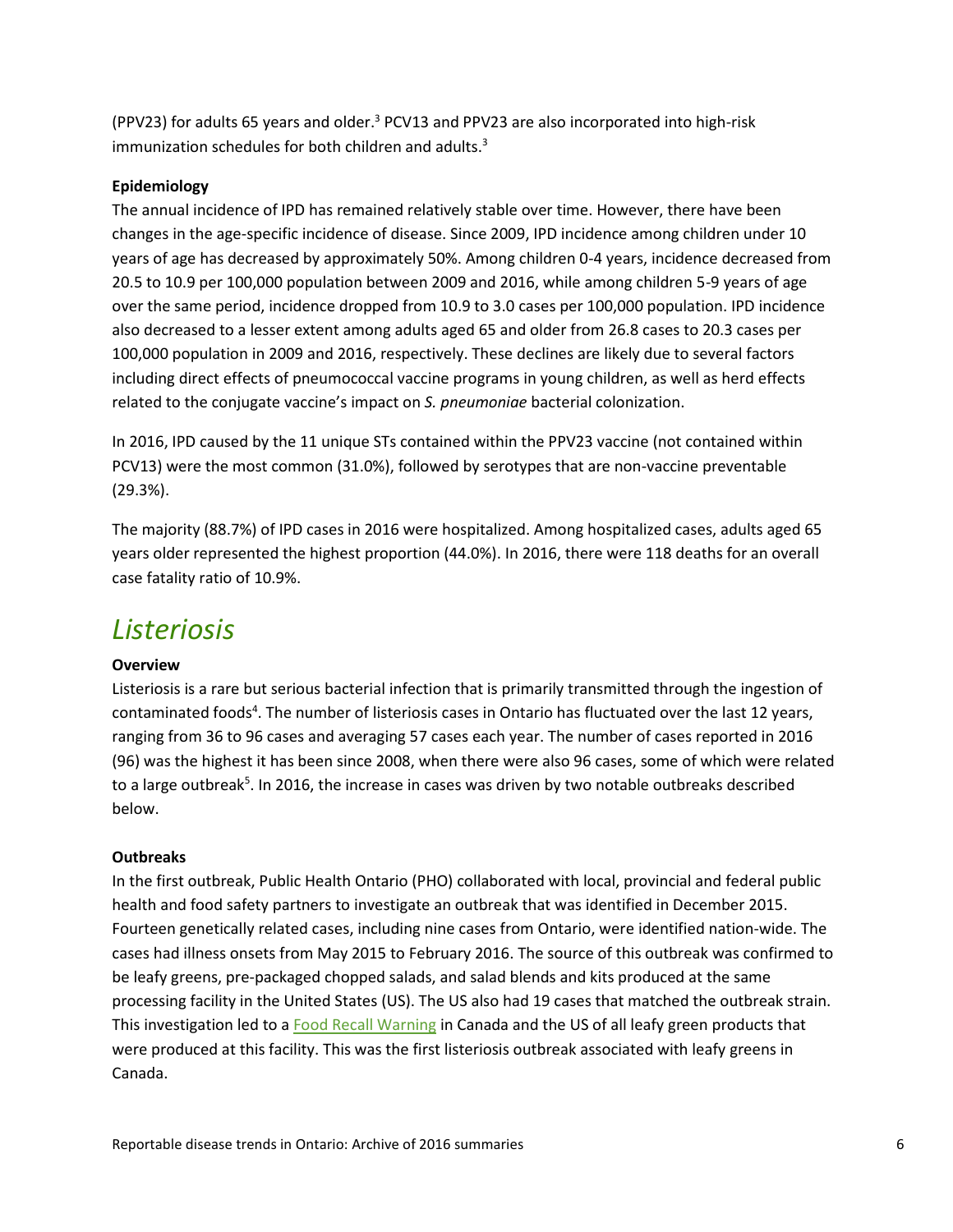(PPV23) for adults 65 years and older.[3] PCV13 and PPV23 are also incorporated into high-risk immunization schedules for both children and adults.[3]

**Epidemiology**

The annual incidence of IPD has remained relatively stable over time. However, there have been changes in the age-specific incidence of disease. Since 2009, IPD incidence among children under 10 years of age has decreased by approximately 50%. Among children 0-4 years, incidence decreased from 20.5 to 10.9 per 100,000 population between 2009 and 2016, while among children 5-9 years of age over the same period, incidence dropped from 10.9 to 3.0 cases per 100,000 population. IPD incidence also decreased to a lesser extent among adults aged 65 and older from 26.8 cases to 20.3 cases per 100,000 population in 2009 and 2016, respectively. These declines are likely due to several factors including direct effects of pneumococcal vaccine programs in young children, as well as herd effects related to the conjugate vaccine's impact on *S. pneumoniae* bacterial colonization.

In 2016, IPD caused by the 11 unique STs contained within the PPV23 vaccine (not contained within PCV13) were the most common (31.0%), followed by serotypes that are non-vaccine preventable (29.3%).

The majority (88.7%) of IPD cases in 2016 were hospitalized. Among hospitalized cases, adults aged 65 years older represented the highest proportion (44.0%). In 2016, there were 118 deaths for an overall case fatality ratio of 10.9%.

# *Listeriosis*

**Overview**

Listeriosis is a rare but serious bacterial infection that is primarily transmitted through the ingestion of contaminated foods[4]. The number of listeriosis cases in Ontario has fluctuated over the last 12 years, ranging from 36 to 96 cases and averaging 57 cases each year. The number of cases reported in 2016 (96) was the highest it has been since 2008, when there were also 96 cases, some of which were related to a large outbreak[5]. In 2016, the increase in cases was driven by two notable outbreaks described below.

**Outbreaks**

In the first outbreak, Public Health Ontario (PHO) collaborated with local, provincial and federal public health and food safety partners to investigate an outbreak that was identified in December 2015. Fourteen genetically related cases, including nine cases from Ontario, were identified nation-wide. The cases had illness onsets from May 2015 to February 2016. The source of this outbreak was confirmed to be leafy greens, pre-packaged chopped salads, and salad blends and kits produced at the same processing facility in the United States (US). The US also had 19 cases that matched the outbreak strain. This investigation led to a Food Recall Warning in Canada and the US of all leafy green products that were produced at this facility. This was the first listeriosis outbreak associated with leafy greens in Canada.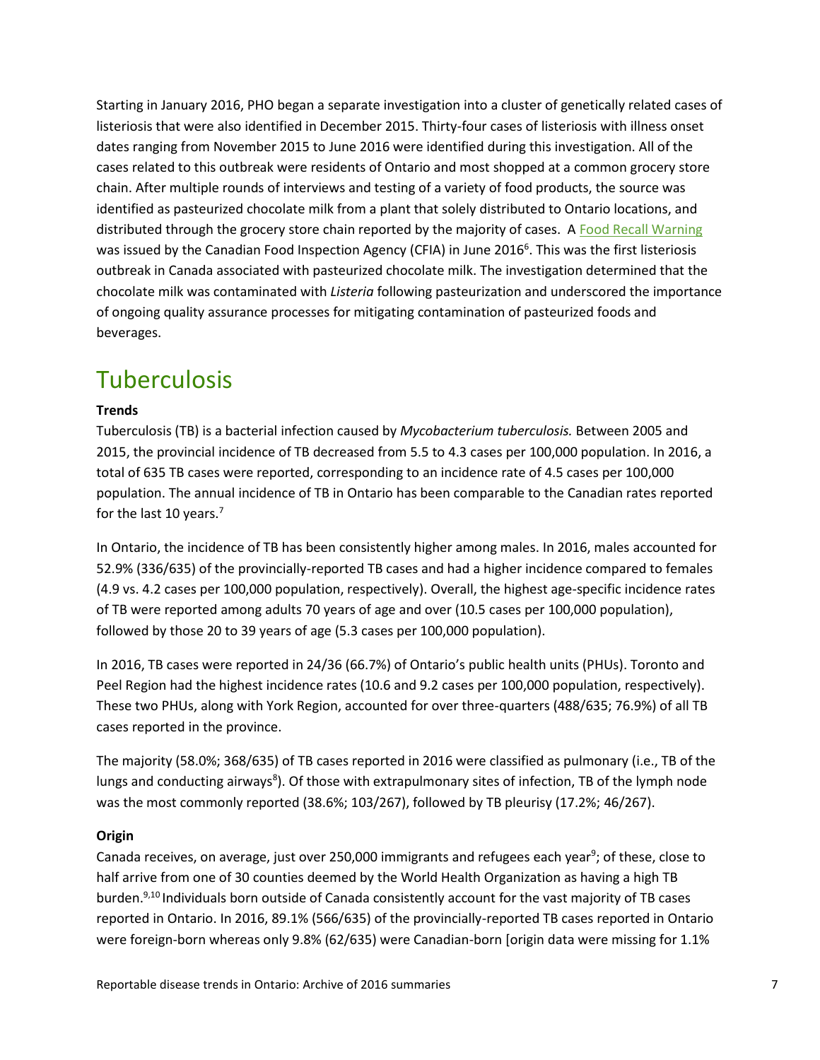Starting in January 2016, PHO began a separate investigation into a cluster of genetically related cases of listeriosis that were also identified in December 2015. Thirty-four cases of listeriosis with illness onset dates ranging from November 2015 to June 2016 were identified during this investigation. All of the cases related to this outbreak were residents of Ontario and most shopped at a common grocery store chain. After multiple rounds of interviews and testing of a variety of food products, the source was identified as pasteurized chocolate milk from a plant that solely distributed to Ontario locations, and distributed through the grocery store chain reported by the majority of cases. A Food Recall Warning was issued by the Canadian Food Inspection Agency (CFIA) in June 2016[6]. This was the first listeriosis outbreak in Canada associated with pasteurized chocolate milk. The investigation determined that the chocolate milk was contaminated with *Listeria* following pasteurization and underscored the importance of ongoing quality assurance processes for mitigating contamination of pasteurized foods and beverages.

# Tuberculosis

**Trends**

Tuberculosis (TB) is a bacterial infection caused by *Mycobacterium tuberculosis.* Between 2005 and 2015, the provincial incidence of TB decreased from 5.5 to 4.3 cases per 100,000 population. In 2016, a total of 635 TB cases were reported, corresponding to an incidence rate of 4.5 cases per 100,000 population. The annual incidence of TB in Ontario has been comparable to the Canadian rates reported for the last 10 years.[7]

In Ontario, the incidence of TB has been consistently higher among males. In 2016, males accounted for 52.9% (336/635) of the provincially-reported TB cases and had a higher incidence compared to females (4.9 vs. 4.2 cases per 100,000 population, respectively). Overall, the highest age-specific incidence rates of TB were reported among adults 70 years of age and over (10.5 cases per 100,000 population), followed by those 20 to 39 years of age (5.3 cases per 100,000 population).

In 2016, TB cases were reported in 24/36 (66.7%) of Ontario's public health units (PHUs). Toronto and Peel Region had the highest incidence rates (10.6 and 9.2 cases per 100,000 population, respectively). These two PHUs, along with York Region, accounted for over three-quarters (488/635; 76.9%) of all TB cases reported in the province.

The majority (58.0%; 368/635) of TB cases reported in 2016 were classified as pulmonary (i.e., TB of the lungs and conducting airways[8]). Of those with extrapulmonary sites of infection, TB of the lymph node was the most commonly reported (38.6%; 103/267), followed by TB pleurisy (17.2%; 46/267).

**Origin**

Canada receives, on average, just over 250,000 immigrants and refugees each year[9]; of these, close to half arrive from one of 30 counties deemed by the World Health Organization as having a high TB burden.[9,10] Individuals born outside of Canada consistently account for the vast majority of TB cases reported in Ontario. In 2016, 89.1% (566/635) of the provincially-reported TB cases reported in Ontario were foreign-born whereas only 9.8% (62/635) were Canadian-born [origin data were missing for 1.1%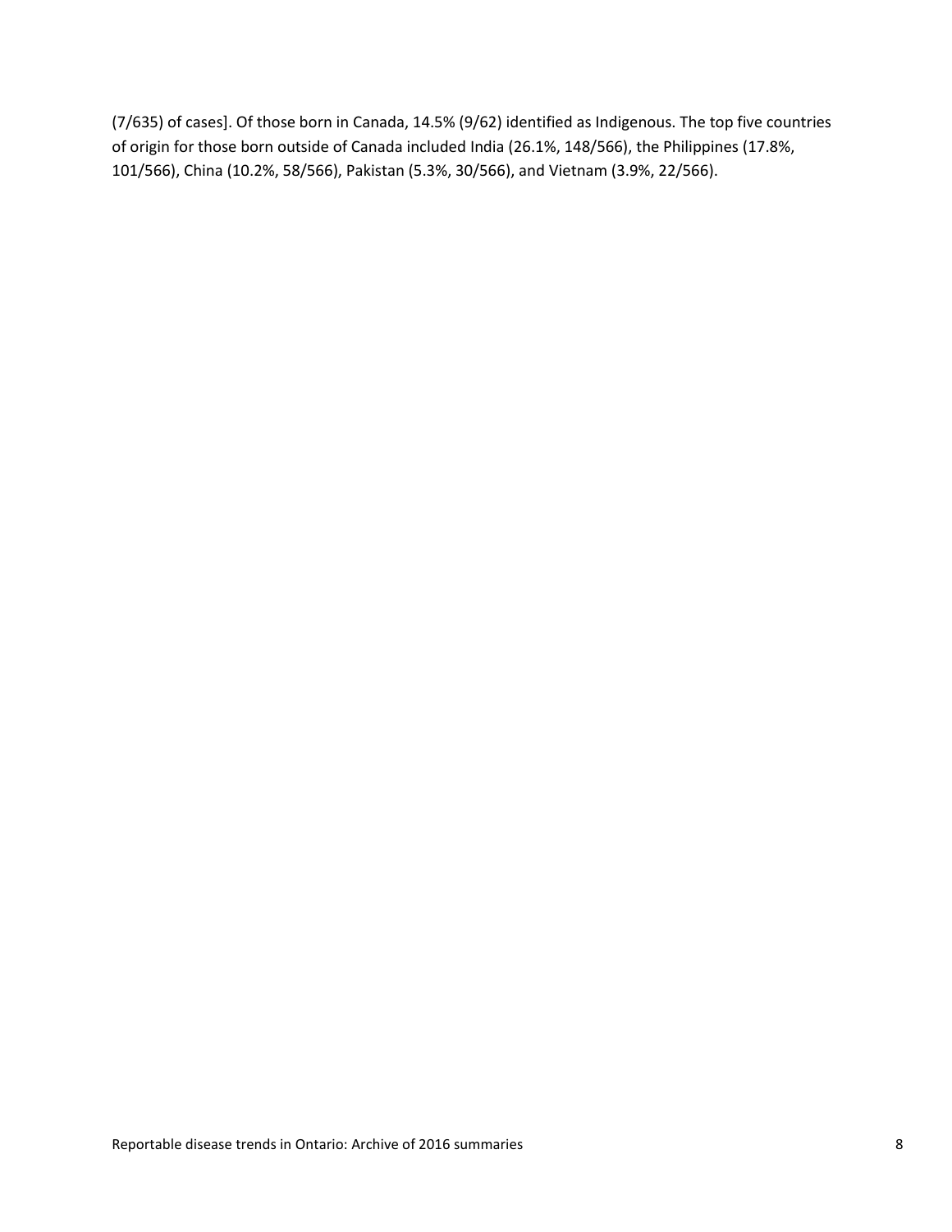(7/635) of cases]. Of those born in Canada, 14.5% (9/62) identified as Indigenous. The top five countries of origin for those born outside of Canada included India (26.1%, 148/566), the Philippines (17.8%, 101/566), China (10.2%, 58/566), Pakistan (5.3%, 30/566), and Vietnam (3.9%, 22/566).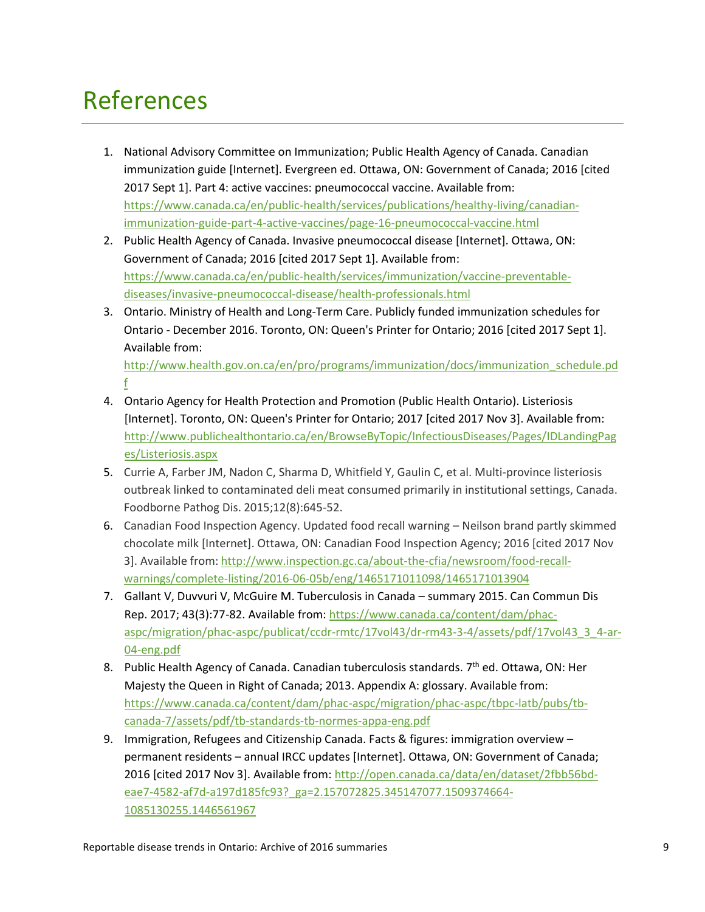# References

1. National Advisory Committee on Immunization; Public Health Agency of Canada. Canadian immunization guide [Internet]. Evergreen ed. Ottawa, ON: Government of Canada; 2016 [cited 2017 Sept 1]. Part 4: active vaccines: pneumococcal vaccine. Available from: https://www.canada.ca/en/public-health/services/publications/healthy-living/canadian-immunization-guide-part-4-active-vaccines/page-16-pneumococcal-vaccine.html
2. Public Health Agency of Canada. Invasive pneumococcal disease [Internet]. Ottawa, ON: Government of Canada; 2016 [cited 2017 Sept 1]. Available from: https://www.canada.ca/en/public-health/services/immunization/vaccine-preventable-diseases/invasive-pneumococcal-disease/health-professionals.html
3. Ontario. Ministry of Health and Long-Term Care. Publicly funded immunization schedules for Ontario - December 2016. Toronto, ON: Queen's Printer for Ontario; 2016 [cited 2017 Sept 1]. Available from: http://www.health.gov.on.ca/en/pro/programs/immunization/docs/immunization_schedule.pdf
4. Ontario Agency for Health Protection and Promotion (Public Health Ontario). Listeriosis [Internet]. Toronto, ON: Queen's Printer for Ontario; 2017 [cited 2017 Nov 3]. Available from: http://www.publichealthontario.ca/en/BrowseByTopic/InfectiousDiseases/Pages/IDLandingPages/Listeriosis.aspx
5. Currie A, Farber JM, Nadon C, Sharma D, Whitfield Y, Gaulin C, et al. Multi-province listeriosis outbreak linked to contaminated deli meat consumed primarily in institutional settings, Canada. Foodborne Pathog Dis. 2015;12(8):645-52.
6. Canadian Food Inspection Agency. Updated food recall warning – Neilson brand partly skimmed chocolate milk [Internet]. Ottawa, ON: Canadian Food Inspection Agency; 2016 [cited 2017 Nov 3]. Available from: http://www.inspection.gc.ca/about-the-cfia/newsroom/food-recall-warnings/complete-listing/2016-06-05b/eng/1465171011098/1465171013904
7. Gallant V, Duvvuri V, McGuire M. Tuberculosis in Canada – summary 2015. Can Commun Dis Rep. 2017; 43(3):77-82. Available from: https://www.canada.ca/content/dam/phac-aspc/migration/phac-aspc/publicat/ccdr-rmtc/17vol43/dr-rm43-3-4/assets/pdf/17vol43_3_4-ar-04-eng.pdf
8. Public Health Agency of Canada. Canadian tuberculosis standards. 7th ed. Ottawa, ON: Her Majesty the Queen in Right of Canada; 2013. Appendix A: glossary. Available from: https://www.canada.ca/content/dam/phac-aspc/migration/phac-aspc/tbpc-latb/pubs/tb-canada-7/assets/pdf/tb-standards-tb-normes-appa-eng.pdf
9. Immigration, Refugees and Citizenship Canada. Facts & figures: immigration overview – permanent residents – annual IRCC updates [Internet]. Ottawa, ON: Government of Canada; 2016 [cited 2017 Nov 3]. Available from: http://open.canada.ca/data/en/dataset/2fbb56bd-eae7-4582-af7d-a197d185fc93?_ga=2.157072825.345147077.1509374664-1085130255.1446561967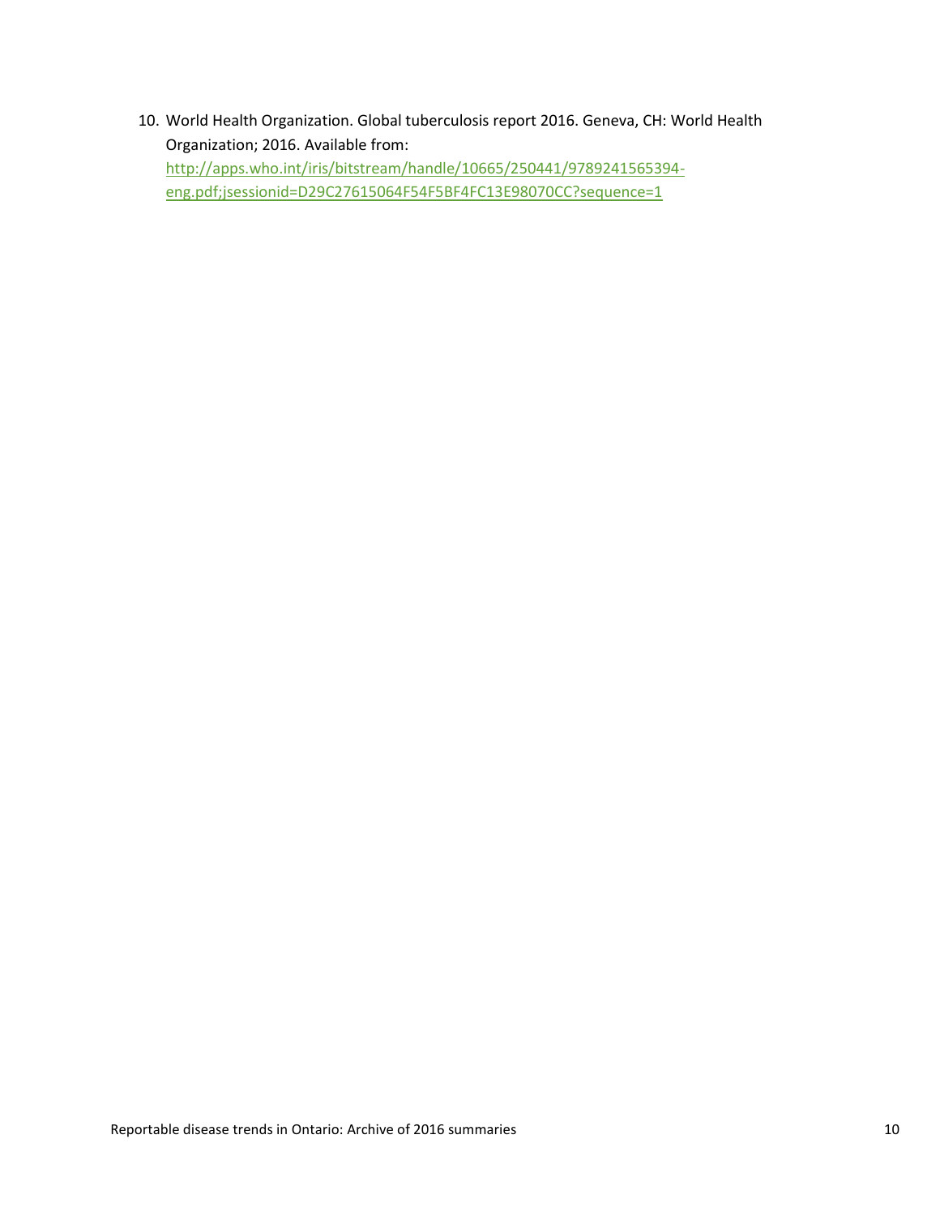10. World Health Organization. Global tuberculosis report 2016. Geneva, CH: World Health Organization; 2016. Available from: http://apps.who.int/iris/bitstream/handle/10665/250441/9789241565394-eng.pdf;jsessionid=D29C27615064F54F5BF4FC13E98070CC?sequence=1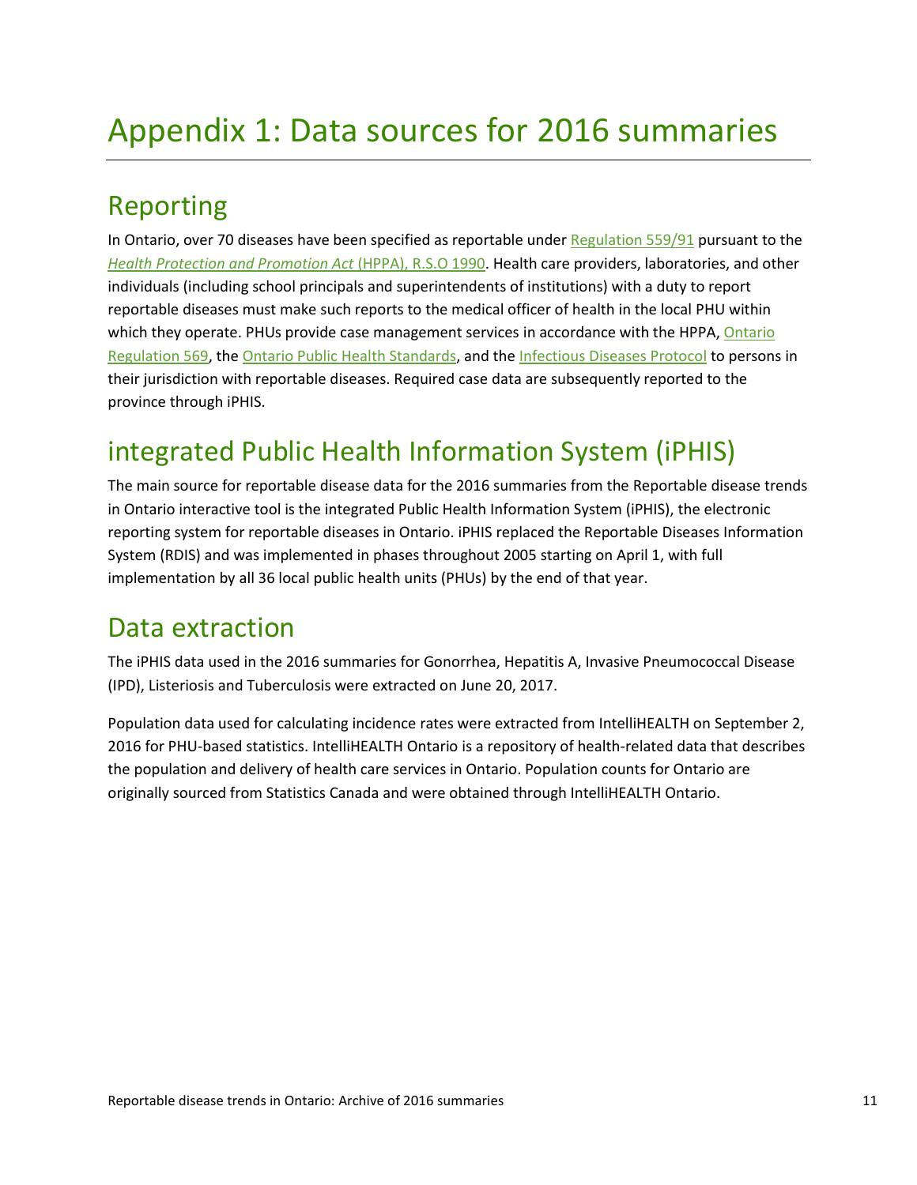# Appendix 1: Data sources for 2016 summaries

## Reporting

In Ontario, over 70 diseases have been specified as reportable under Regulation 559/91 pursuant to the *Health Protection and Promotion Act* (HPPA), R.S.O 1990. Health care providers, laboratories, and other individuals (including school principals and superintendents of institutions) with a duty to report reportable diseases must make such reports to the medical officer of health in the local PHU within which they operate. PHUs provide case management services in accordance with the HPPA, Ontario Regulation 569, the Ontario Public Health Standards, and the Infectious Diseases Protocol to persons in their jurisdiction with reportable diseases. Required case data are subsequently reported to the province through iPHIS.

## integrated Public Health Information System (iPHIS)

The main source for reportable disease data for the 2016 summaries from the Reportable disease trends in Ontario interactive tool is the integrated Public Health Information System (iPHIS), the electronic reporting system for reportable diseases in Ontario. iPHIS replaced the Reportable Diseases Information System (RDIS) and was implemented in phases throughout 2005 starting on April 1, with full implementation by all 36 local public health units (PHUs) by the end of that year.

## Data extraction

The iPHIS data used in the 2016 summaries for Gonorrhea, Hepatitis A, Invasive Pneumococcal Disease (IPD), Listeriosis and Tuberculosis were extracted on June 20, 2017.

Population data used for calculating incidence rates were extracted from IntelliHEALTH on September 2, 2016 for PHU-based statistics. IntelliHEALTH Ontario is a repository of health-related data that describes the population and delivery of health care services in Ontario. Population counts for Ontario are originally sourced from Statistics Canada and were obtained through IntelliHEALTH Ontario.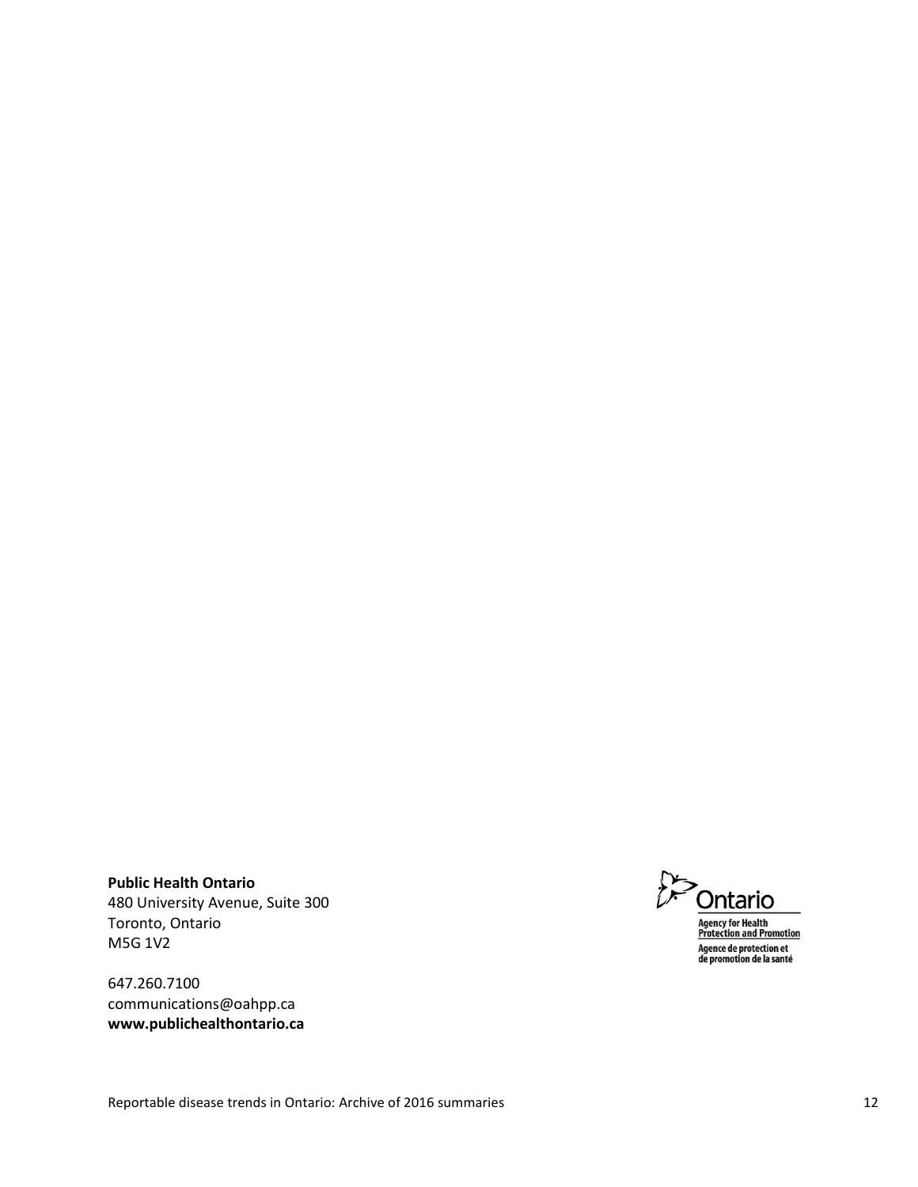**Public Health Ontario**
480 University Avenue, Suite 300
Toronto, Ontario
M5G 1V2

647.260.7100
communications@oahpp.ca
**www.publichealthontario.ca**

Ontario

Agency for Health
Protection and Promotion

Agence de protection et
de promotion de la santé